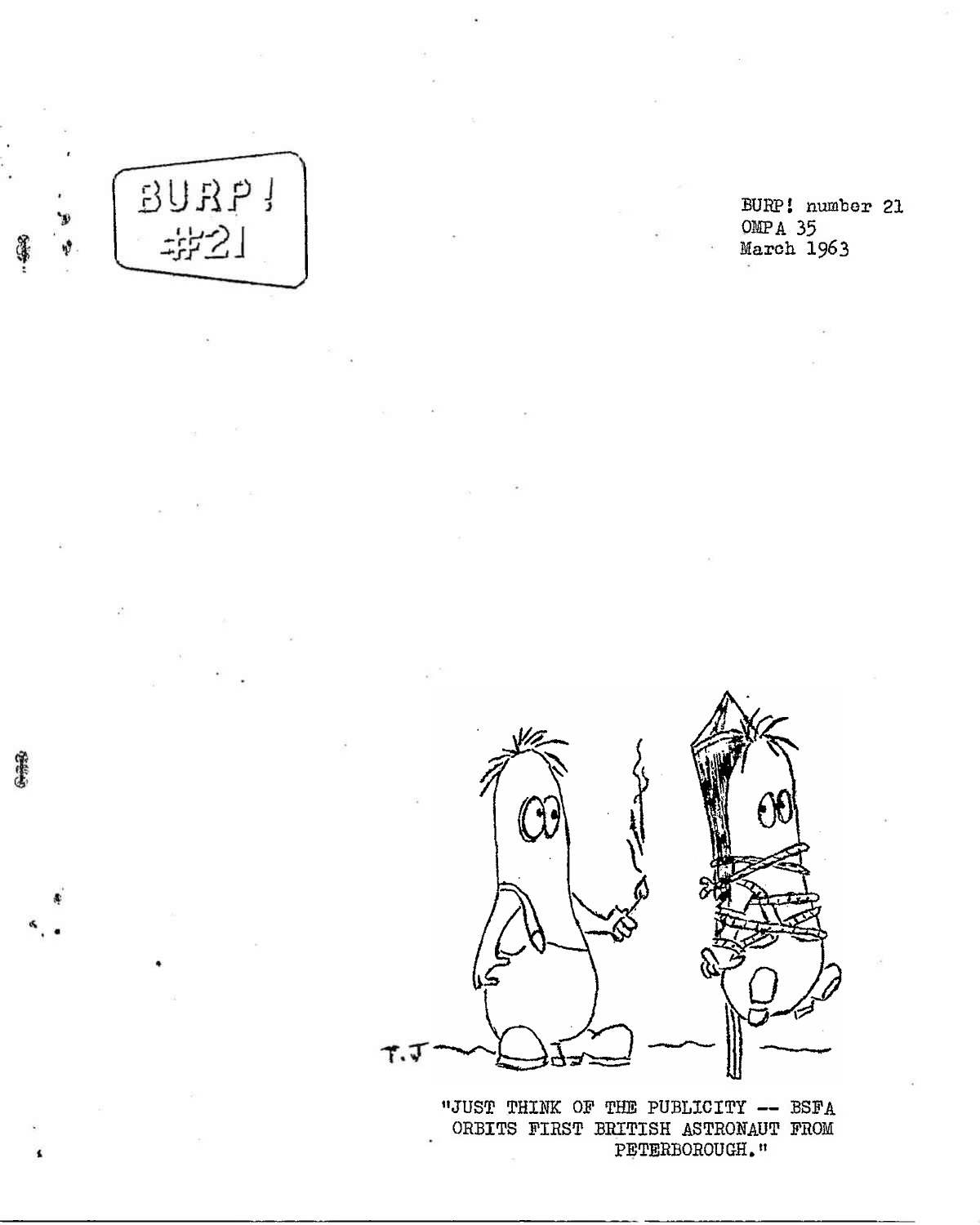BURP!
#21

BURP! number 21
OMPA 35
March 1963

"JUST THINK OF THE PUBLICITY -- BSFA ORBITS FIRST BRITISH ASTRONAUT FROM PETERBOROUGH."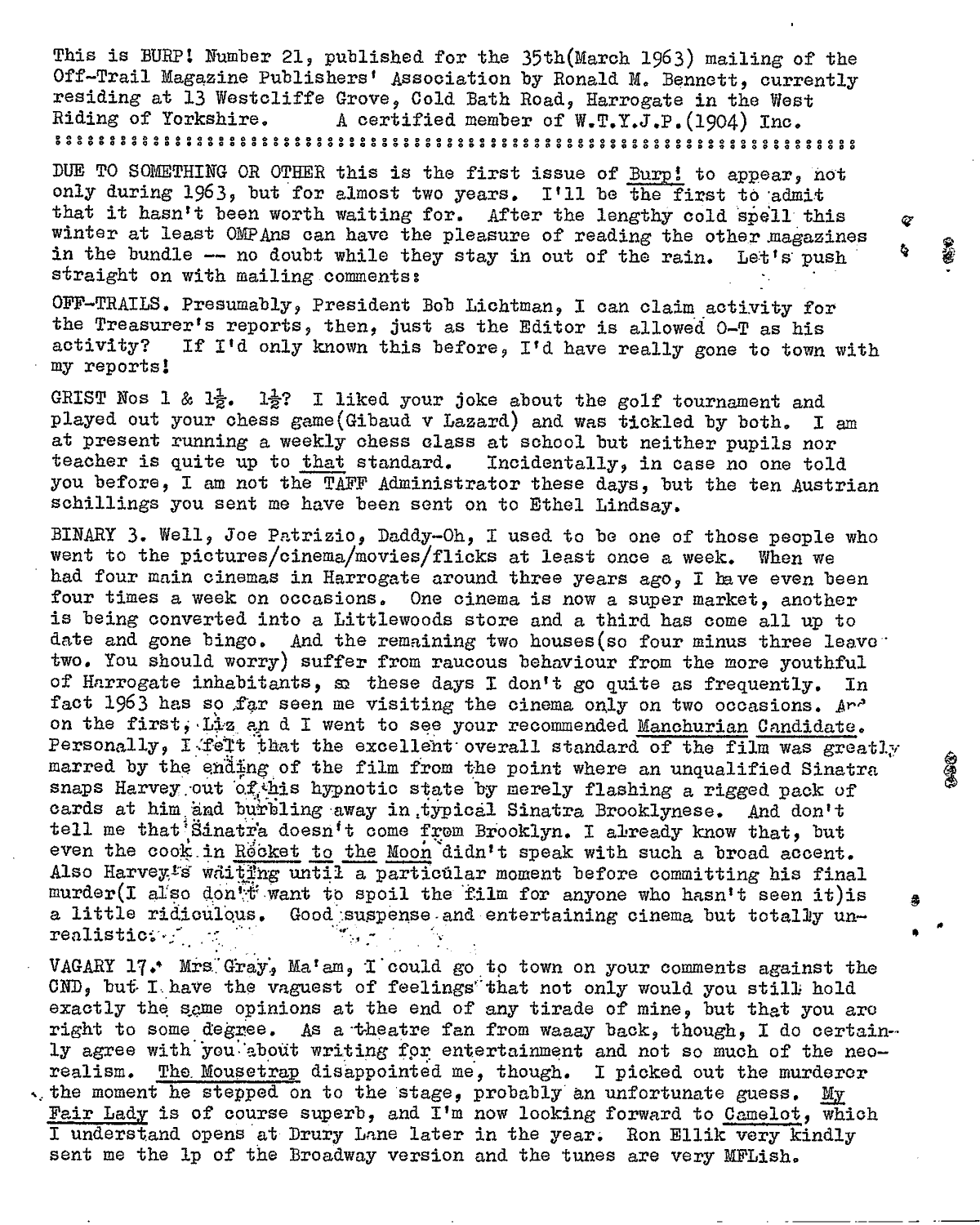This is BURP! Number 21, published for the 35th(March 1963) mailing of the Off-Trail Magazine Publishers' Association by Ronald M. Bennett, currently residing at 13 Westcliffe Grove, Cold Bath Road, Harrogate in the West Riding of Yorkshire. A certified member of W.T.Y.J.P.(1904) Inc.

::::::::::::::::::::::::::::::::::::::::::::::::::::::::::::::::::::::::

DUE TO SOMETHING OR OTHER this is the first issue of Burp! to appear, not only during 1963, but for almost two years. I'll be the first to admit that it hasn't been worth waiting for. After the lengthy cold spell this winter at least OMPAns can have the pleasure of reading the other magazines in the bundle -- no doubt while they stay in out of the rain. Let's push straight on with mailing comments:

OFF-TRAILS. Presumably, President Bob Lichtman, I can claim activity for the Treasurer's reports, then, just as the Editor is allowed O-T as his activity? If I'd only known this before, I'd have really gone to town with my reports!

GRIST Nos 1 & 1½. 1½? I liked your joke about the golf tournament and played out your chess game(Gibaud v Lazard) and was tickled by both. I am at present running a weekly chess class at school but neither pupils nor teacher is quite up to that standard. Incidentally, in case no one told you before, I am not the TAFF Administrator these days, but the ten Austrian schillings you sent me have been sent on to Ethel Lindsay.

BINARY 3. Well, Joe Patrizio, Daddy-Oh, I used to be one of those people who went to the pictures/cinema/movies/flicks at least once a week. When we had four main cinemas in Harrogate around three years ago, I have even been four times a week on occasions. One cinema is now a super market, another is being converted into a Littlewoods store and a third has come all up to date and gone bingo. And the remaining two houses(so four minus three leave two. You should worry) suffer from raucous behaviour from the more youthful of Harrogate inhabitants, so these days I don't go quite as frequently. In fact 1963 has so far seen me visiting the cinema only on two occasions. And on the first, Liz and I went to see your recommended Manchurian Candidate. Personally, I felt that the excellent overall standard of the film was greatly marred by the ending of the film from the point where an unqualified Sinatra snaps Harvey out of his hypnotic state by merely flashing a rigged pack of cards at him and burbling away in typical Sinatra Brooklynese. And don't tell me that Sinatra doesn't come from Brooklyn. I already know that, but even the cook in Rocket to the Moon didn't speak with such a broad accent. Also Harvey's waiting until a particular moment before committing his final murder(I also don't want to spoil the film for anyone who hasn't seen it)is a little ridiculous. Good suspense and entertaining cinema but totally unrealistic.

VAGARY 17. Mrs Gray, Ma'am, I could go to town on your comments against the CND, but I have the vaguest of feelings that not only would you still hold exactly the same opinions at the end of any tirade of mine, but that you are right to some degree. As a theatre fan from waaay back, though, I do certainly agree with you about writing for entertainment and not so much of the neo-realism. The Mousetrap disappointed me, though. I picked out the murderer the moment he stepped on to the stage, probably an unfortunate guess. My Fair Lady is of course superb, and I'm now looking forward to Camelot, which I understand opens at Drury Lane later in the year. Ron Ellik very kindly sent me the lp of the Broadway version and the tunes are very MFLish.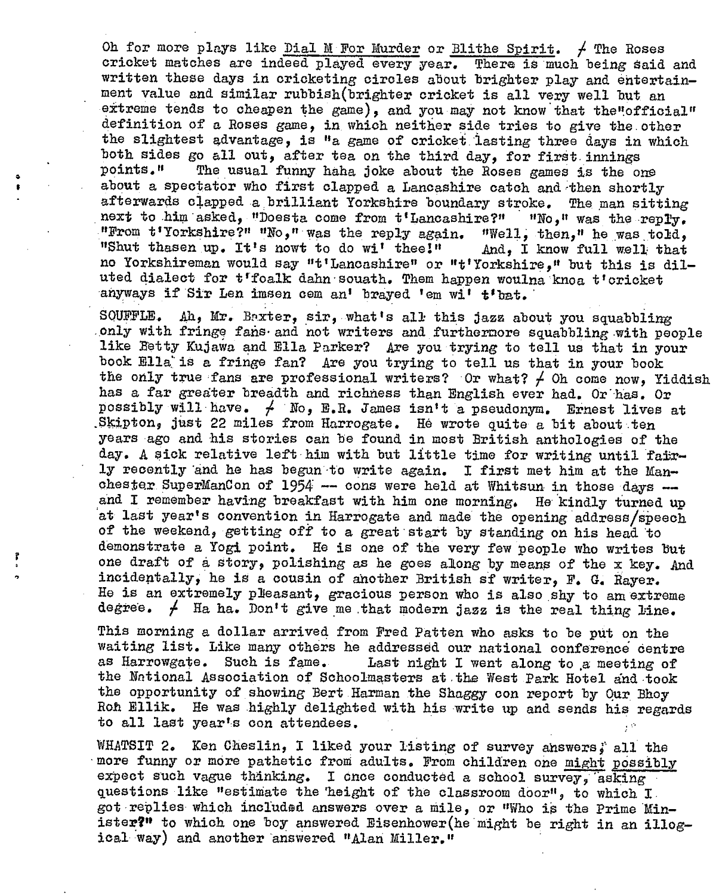Oh for more plays like Dial M For Murder or Blithe Spirit. / The Roses cricket matches are indeed played every year. There is much being said and written these days in cricketing circles about brighter play and entertainment value and similar rubbish(brighter cricket is all very well but an extreme tends to cheapen the game), and you may not know that the"official" definition of a Roses game, in which neither side tries to give the other the slightest advantage, is "a game of cricket lasting three days in which both sides go all out, after tea on the third day, for first innings points." The usual funny haha joke about the Roses games is the one about a spectator who first clapped a Lancashire catch and then shortly afterwards clapped a brilliant Yorkshire boundary stroke. The man sitting next to him asked, "Doesta come from t'Lancashire?" "No," was the reply. "From t'Yorkshire?" "No," was the reply again. "Well, then," he was told, "Shut thasen up. It's nowt to do wi' thee!" And, I know full well that no Yorkshireman would say "t'Lancashire" or "t'Yorkshire," but this is diluted dialect for t'foalk dahn souath. Them happen woulna knoa t'cricket anyways if Sir Len imsen cem an' brayed 'em wi' t'bat.

SOUFFLE. Ah, Mr. Baxter, sir, what's all this jazz about you squabbling only with fringe fans and not writers and furthermore squabbling with people like Betty Kujawa and Ella Parker? Are you trying to tell us that in your book Ella is a fringe fan? Are you trying to tell us that in your book the only true fans are professional writers? Or what? / Oh come now, Yiddish has a far greater breadth and richness than English ever had. Or has. Or possibly will have. / No, E.R. James isn't a pseudonym. Ernest lives at Skipton, just 22 miles from Harrogate. He wrote quite a bit about ten years ago and his stories can be found in most British anthologies of the day. A sick relative left him with but little time for writing until fairly recently and he has begun to write again. I first met him at the Manchester SuperManCon of 1954 -- cons were held at Whitsun in those days -- and I remember having breakfast with him one morning. He kindly turned up at last year's convention in Harrogate and made the opening address/speech of the weekend, getting off to a great start by standing on his head to demonstrate a Yogi point. He is one of the very few people who writes but one draft of a story, polishing as he goes along by means of the x key. And incidentally, he is a cousin of another British sf writer, F. G. Rayer. He is an extremely pleasant, gracious person who is also shy to an extreme degree. / Ha ha. Don't give me that modern jazz is the real thing line.

This morning a dollar arrived from Fred Patten who asks to be put on the waiting list. Like many others he addressed our national conference centre as Harrowgate. Such is fame. Last night I went along to a meeting of the National Association of Schoolmasters at the West Park Hotel and took the opportunity of showing Bert Harman the Shaggy con report by Our Bhoy Ron Ellik. He was highly delighted with his write up and sends his regards to all last year's con attendees.

WHATSIT 2. Ken Cheslin, I liked your listing of survey answers, all the more funny or more pathetic from adults. From children one might possibly expect such vague thinking. I once conducted a school survey, asking questions like "estimate the height of the classroom door", to which I got replies which included answers over a mile, or "Who is the Prime Minister?" to which one boy answered Eisenhower(he might be right in an illogical way) and another answered "Alan Miller."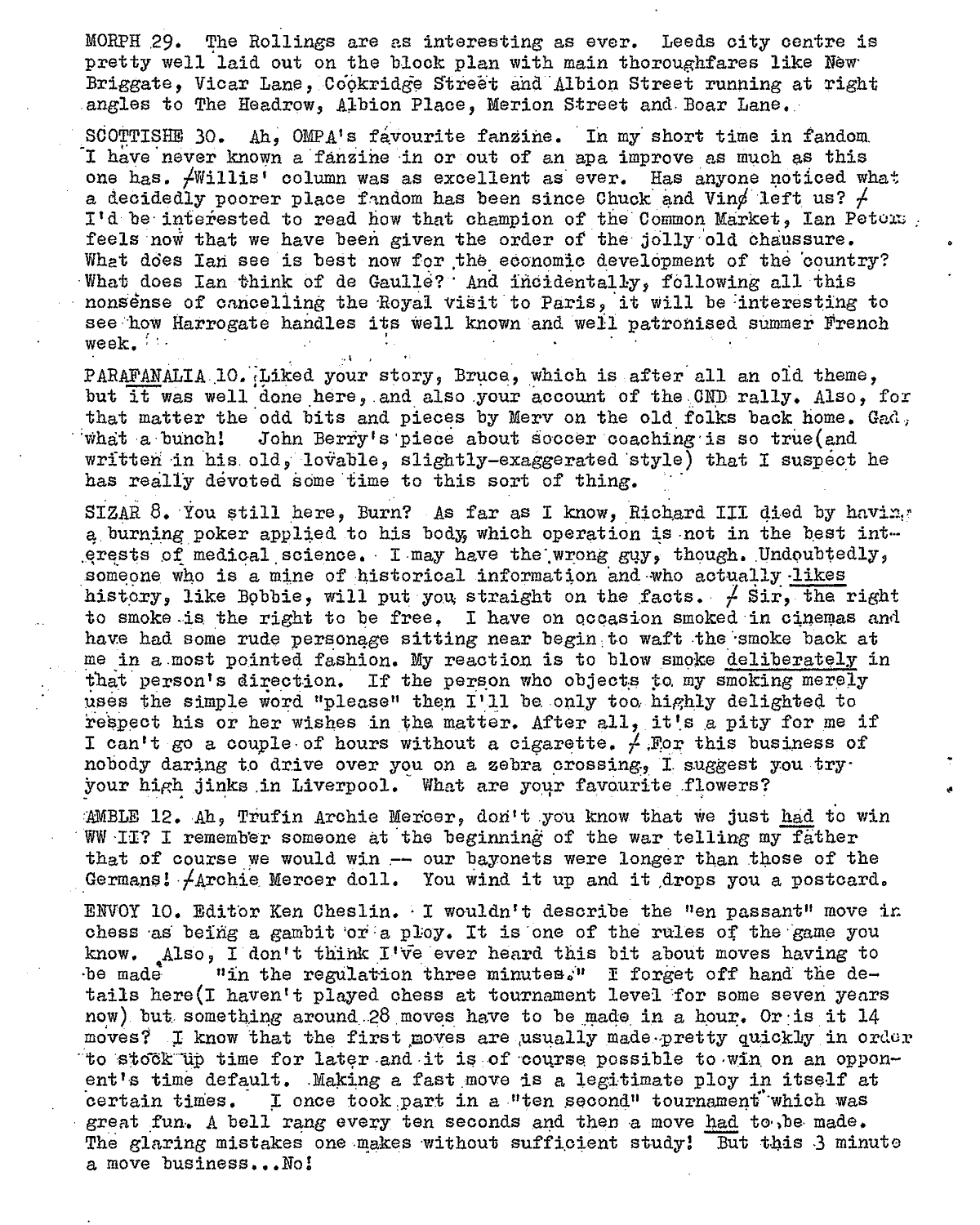MORPH 29. The Rollings are as interesting as ever. Leeds city centre is pretty well laid out on the block plan with main thoroughfares like New Briggate, Vicar Lane, Cookridge Street and Albion Street running at right angles to The Headrow, Albion Place, Merion Street and Boar Lane.

SCOTTISHE 30. Ah, OMPA's favourite fanzine. In my short time in fandom I have never known a fanzine in or out of an apa improve as much as this one has. /Willis' column was as excellent as ever. Has anyone noticed what a decidedly poorer place fandom has been since Chuck and Vinø left us? / I'd be interested to read how that champion of the Common Market, Ian Peters, feels now that we have been given the order of the jolly old chaussure. What does Ian see is best now for the economic development of the country? What does Ian think of de Gaulle? And incidentally, following all this nonsense of cancelling the Royal visit to Paris, it will be interesting to see how Harrogate handles its well known and well patronised summer French week.

PARAFANALIA 10. Liked your story, Bruce, which is after all an old theme, but it was well done here, and also your account of the CND rally. Also, for that matter the odd bits and pieces by Merv on the old folks back home. Gad, what a bunch! John Berry's piece about soccer coaching is so true(and written in his old, lovable, slightly-exaggerated style) that I suspect he has really devoted some time to this sort of thing.

SIZAR 8. You still here, Burn? As far as I know, Richard III died by having a burning poker applied to his body, which operation is not in the best interests of medical science. I may have the wrong guy, though. Undoubtedly, someone who is a mine of historical information and who actually likes history, like Bobbie, will put you straight on the facts. / Sir, the right to smoke is the right to be free. I have on occasion smoked in cinemas and have had some rude personage sitting near begin to waft the smoke back at me in a most pointed fashion. My reaction is to blow smoke deliberately in that person's direction. If the person who objects to my smoking merely uses the simple word "please" then I'll be only too highly delighted to respect his or her wishes in the matter. After all, it's a pity for me if I can't go a couple of hours without a cigarette. / For this business of nobody daring to drive over you on a zebra crossing, I suggest you try your high jinks in Liverpool. What are your favourite flowers?

AMBLE 12. Ah, Trufin Archie Mercer, don't you know that we just had to win WW II? I remember someone at the beginning of the war telling my father that of course we would win -- our bayonets were longer than those of the Germans! /Archie Mercer doll. You wind it up and it drops you a postcard.

ENVOY 10. Editor Ken Cheslin. I wouldn't describe the "en passant" move in chess as being a gambit or a ploy. It is one of the rules of the game you know. Also, I don't think I've ever heard this bit about moves having to be made "in the regulation three minutes." I forget off hand the details here(I haven't played chess at tournament level for some seven years now) but something around 28 moves have to be made in a hour. Or is it 14 moves? I know that the first moves are usually made pretty quickly in order to stock up time for later and it is of course possible to win on an opponent's time default. Making a fast move is a legitimate ploy in itself at certain times. I once took part in a "ten second" tournament which was great fun. A bell rang every ten seconds and then a move had to be made. The glaring mistakes one makes without sufficient study! But this 3 minute a move business...No!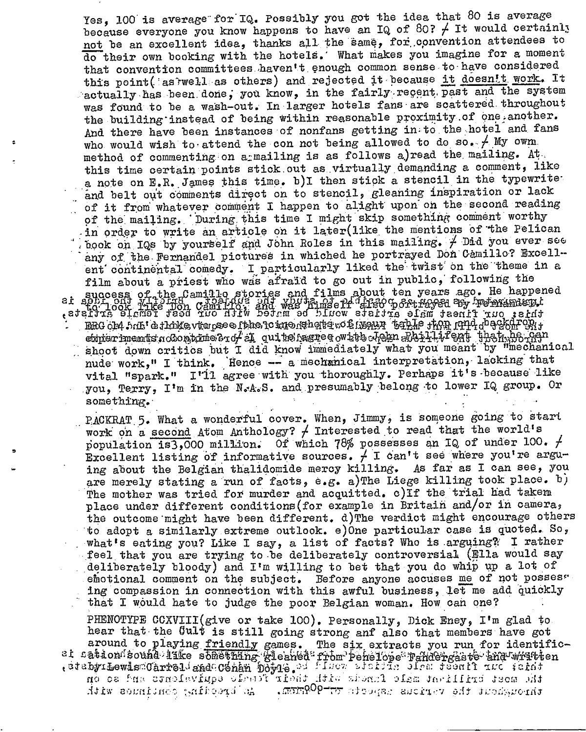Yes, 100 is average for IQ. Possibly you got the idea that 80 is average because everyone you know happens to have an IQ of 80? ≠ It would certainly *not* be an excellent idea, thanks all the same, for convention attendees to do their own booking with the hotels. What makes you imagine for a moment that convention committees haven't enough common sense to have considered this point (as well as others) and rejected it because *it doesn't work*. It actually has been done, you know, in the fairly recent past and the system was found to be a wash-out. In larger hotels fans are scattered throughout the building instead of being within reasonable proximity of one another. And there have been instances of nonfans getting in to the hotel and fans who would wish to attend the con not being allowed to do so. ≠ My own method of commenting on a mailing is as follows a)read the mailing. At this time certain points stick out as virtually demanding a comment, like a note on E.R. James this time. b)I then stick a stencil in the typewriter and belt out comments direct on to stencil, gleaning inspiration or lack of it from whatever comment I happen to alight upon on the second reading of the mailing. During this time I might skip something comment worthy in order to write an article on it later(like the mentions of the Pelican book on IQs by yourself and John Roles in this mailing. ≠ Did you ever see any of the Fernandel pictures in whiched he portrayed Don Camillo? Excellent continental comedy. I particularly liked the twist on the theme in a film about a priest who was afraid to go out in public, following the success of the Camillo stories and films about ten years ago. He happened to look like Don Camillo, and was himself also portrayed by Fernandel.

ERG 14. I'd like to see the cine shots of your table top and backdrop experiments. Come to think of it, I quite agree with John Phillifent that he can shoot down critics but I did know immediately what you meant by "mechanical nude work," I think. Hence — a mechanical interpretation, lacking that vital "spark." I'll agree with you thoroughly. Perhaps it's because like you, Terry, I'm in the N.A.S. and presumably belong to lower IQ group. Or something.

PACKRAT 5. What a wonderful cover. When, Jimmy, is someone going to start work on a *second* Atom Anthology? ≠ Interested to read that the world's population is3,000 million. Of which 78% possesses an IQ of under 100. ≠ Excellent listing of informative sources. ≠ I can't see where you're arguing about the Belgian thalidomide mercy killing. As far as I can see, you are merely stating a run of facts, e.g. a)The Liege killing took place. b) The mother was tried for murder and acquitted. c)If the trial had takem place under different conditions(for example in Britain and/or in camera, the outcome might have been different. d)The verdict might encourage others to adopt a similarly extreme outlook. e)One particular case is quoted. So, what's eating you? Like I say, a list of facts? Who is arguing? I rather feel that you are trying to be deliberately controversial (Ella would say deliberately bloody) and I'm willing to bet that you do whip up a lot of emotional comment on the subject. Before anyone accuses *me* of not possessing compassion in connection with this awful business, let me add quickly that I would hate to judge the poor Belgian woman. How can one?

PHENOTYPE CCXVIII(give or take 100). Personally, Dick Eney, I'm glad to hear that the Cult is still going strong anf also that members have got around to playing *friendly* games. The six extracts you run for identification sound like something gleaned from Penelope Fandergaste and written by Lewis Carrol and Conan Doyle.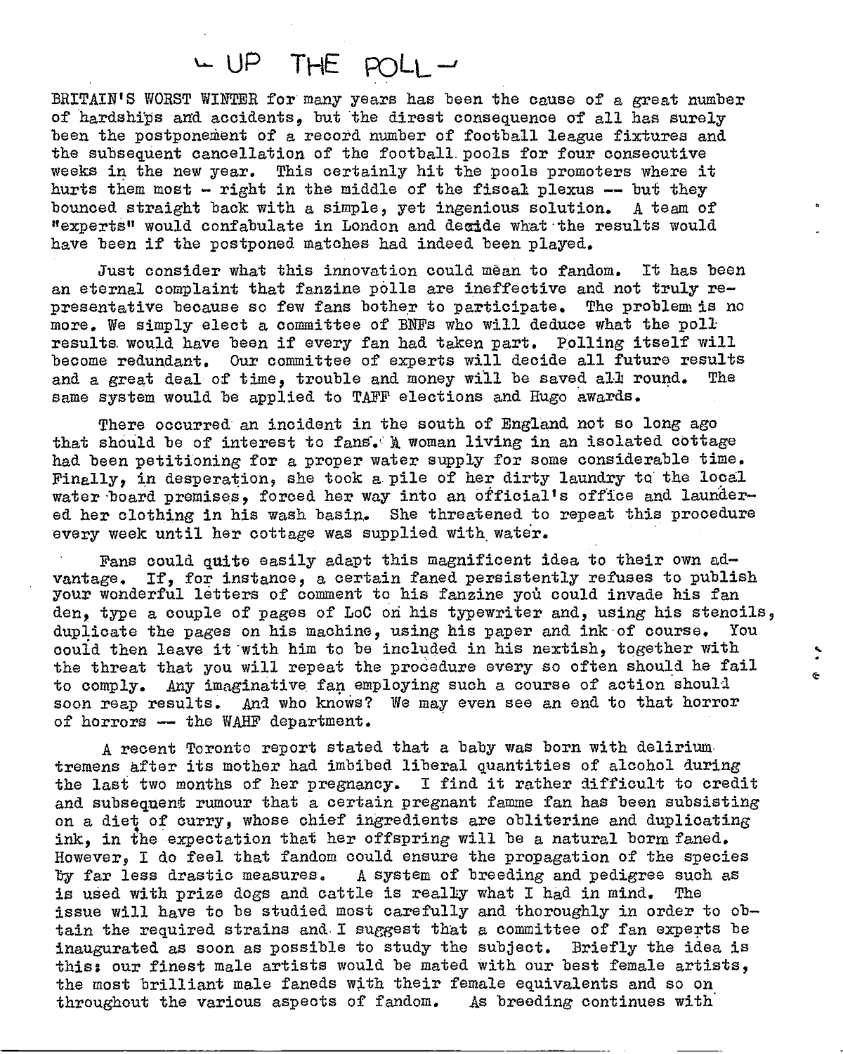# — UP THE POLL —

BRITAIN'S WORST WINTER for many years has been the cause of a great number of hardships and accidents, but the direst consequence of all has surely been the postponement of a record number of football league fixtures and the subsequent cancellation of the football pools for four consecutive weeks in the new year. This certainly hit the pools promoters where it hurts them most - right in the middle of the fiscal plexus -- but they bounced straight back with a simple, yet ingenious solution. A team of "experts" would confabulate in London and decide what the results would have been if the postponed matches had indeed been played.

Just consider what this innovation could mean to fandom. It has been an eternal complaint that fanzine polls are ineffective and not truly representative because so few fans bother to participate. The problem is no more. We simply elect a committee of BNFs who will deduce what the poll results would have been if every fan had taken part. Polling itself will become redundant. Our committee of experts will decide all future results and a great deal of time, trouble and money will be saved all round. The same system would be applied to TAFF elections and Hugo awards.

There occurred an incident in the south of England not so long ago that should be of interest to fans. A woman living in an isolated cottage had been petitioning for a proper water supply for some considerable time. Finally, in desperation, she took a pile of her dirty laundry to the local water board premises, forced her way into an official's office and laundered her clothing in his wash basin. She threatened to repeat this procedure every week until her cottage was supplied with water.

Fans could quite easily adapt this magnificent idea to their own advantage. If, for instance, a certain faned persistently refuses to publish your wonderful letters of comment to his fanzine you could invade his fan den, type a couple of pages of LoC on his typewriter and, using his stencils, duplicate the pages on his machine, using his paper and ink of course. You could then leave it with him to be included in his nextish, together with the threat that you will repeat the procedure every so often should he fail to comply. Any imaginative fan employing such a course of action should soon reap results. And who knows? We may even see an end to that horror of horrors -- the WAHF department.

A recent Toronto report stated that a baby was born with delirium tremens after its mother had imbibed liberal quantities of alcohol during the last two months of her pregnancy. I find it rather difficult to credit and subsequent rumour that a certain pregnant famme fan has been subsisting on a diet of curry, whose chief ingredients are obliterine and duplicating ink, in the expectation that her offspring will be a natural borm faned. However, I do feel that fandom could ensure the propagation of the species by far less drastic measures. A system of breeding and pedigree such as is used with prize dogs and cattle is really what I had in mind. The issue will have to be studied most carefully and thoroughly in order to obtain the required strains and I suggest that a committee of fan experts be inaugurated as soon as possible to study the subject. Briefly the idea is this: our finest male artists would be mated with our best female artists, the most brilliant male faneds with their female equivalents and so on throughout the various aspects of fandom. As breeding continues with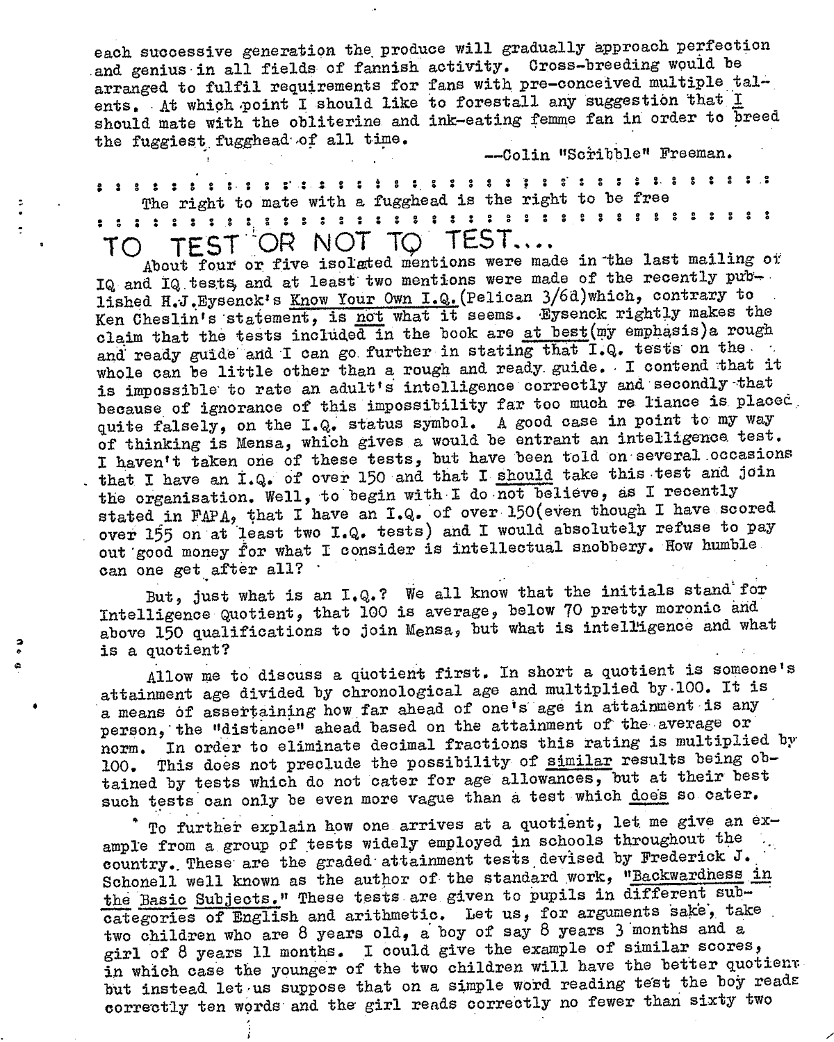each successive generation the produce will gradually approach perfection and genius in all fields of fannish activity. Cross-breeding would be arranged to fulfil requirements for fans with pre-conceived multiple talents. At which point I should like to forestall any suggestion that I should mate with the obliterine and ink-eating femme fan in order to breed the fuggiest fugghead of all time.

—Colin "Scribble" Freeman.

: : : : : : : : : : : : : : : : : : : : : : : : : : : : : : : : : : : : : :

The right to mate with a fugghead is the right to be free

: : : : : : : : : : : : : : : : : : : : : : : : : : : : : : : : : : : : : :

# TO TEST OR NOT TO TEST....

About four or five isolated mentions were made in the last mailing of IQ and IQ tests, and at least two mentions were made of the recently published H.J.Eysenck's Know Your Own I.Q.(Pelican 3/6d)which, contrary to Ken Cheslin's statement, is not what it seems. Eysenck rightly makes the claim that the tests included in the book are at best(my emphasis)a rough and ready guide and I can go further in stating that I.Q. tests on the whole can be little other than a rough and ready guide. I contend that it is impossible to rate an adult's intelligence correctly and secondly that because of ignorance of this impossibility far too much re liance is placed quite falsely, on the I.Q. status symbol. A good case in point to my way of thinking is Mensa, which gives a would be entrant an intelligence test. I haven't taken one of these tests, but have been told on several occasions that I have an I.Q. of over 150 and that I should take this test and join the organisation. Well, to begin with I do not believe, as I recently stated in FAPA, that I have an I.Q. of over 150(even though I have scored over 155 on at least two I.Q. tests) and I would absolutely refuse to pay out good money for what I consider is intellectual snobbery. How humble can one get after all?

But, just what is an I.Q.? We all know that the initials stand for Intelligence Quotient, that 100 is average, below 70 pretty moronic and above 150 qualifications to join Mensa, but what is intelligence and what is a quotient?

Allow me to discuss a quotient first. In short a quotient is someone's attainment age divided by chronological age and multiplied by 100. It is a means of assertaining how far ahead of one's age in attainment is any person, the "distance" ahead based on the attainment of the average or norm. In order to eliminate decimal fractions this rating is multiplied by 100. This does not preclude the possibility of similar results being obtained by tests which do not cater for age allowances, but at their best such tests can only be even more vague than a test which does so cater.

To further explain how one arrives at a quotient, let me give an example from a group of tests widely employed in schools throughout the country. These are the graded attainment tests devised by Frederick J. Schonell well known as the author of the standard work, "Backwardness in the Basic Subjects." These tests are given to pupils in different subcategories of English and arithmetic. Let us, for arguments sake, take two children who are 8 years old, a boy of say 8 years 3 months and a girl of 8 years 11 months. I could give the example of similar scores, in which case the younger of the two children will have the better quotient but instead let us suppose that on a simple word reading test the boy reads correctly ten words and the girl reads correctly no fewer than sixty two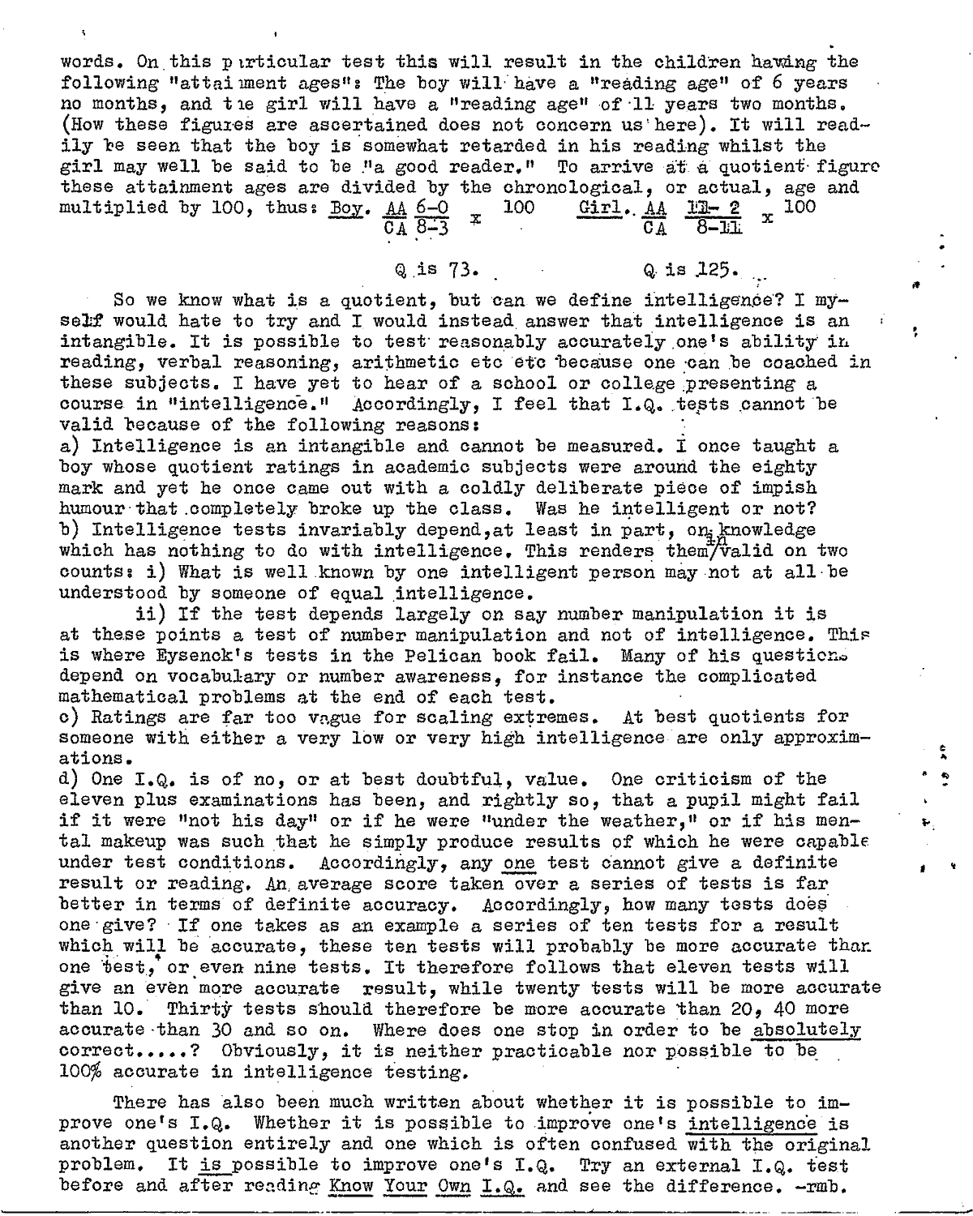words. On this particular test this will result in the children having the following "attainment ages": The boy will have a "reading age" of 6 years no months, and the girl will have a "reading age" of 11 years two months. (How these figures are ascertained does not concern us here). It will readily be seen that the boy is somewhat retarded in his reading whilst the girl may well be said to be "a good reader." To arrive at a quotient figure these attainment ages are divided by the chronological, or actual, age and multiplied by 100, thus: <u>Boy.</u> $\frac{AA}{CA} \frac{6-0}{8-3} \times 100$ <u>Girl.</u> $\frac{AA}{CA} \frac{11-2}{8-11} \times 100$

Q is 73. Q is 125.

So we know what is a quotient, but can we define intelligence? I myself would hate to try and I would instead answer that intelligence is an intangible. It is possible to test reasonably accurately one's ability in reading, verbal reasoning, arithmetic etc etc because one can be coached in these subjects. I have yet to hear of a school or college presenting a course in "intelligence." Accordingly, I feel that I.Q. tests cannot be valid because of the following reasons:

a) Intelligence is an intangible and cannot be measured. I once taught a boy whose quotient ratings in academic subjects were around the eighty mark and yet he once came out with a coldly deliberate piece of impish humour that completely broke up the class. Was he intelligent or not?

b) Intelligence tests invariably depend, at least in part, on knowledge which has nothing to do with intelligence. This renders them invalid on two counts: i) What is well known by one intelligent person may not at all be understood by someone of equal intelligence.

ii) If the test depends largely on say number manipulation it is at these points a test of number manipulation and not of intelligence. This is where Eysenck's tests in the Pelican book fail. Many of his questions depend on vocabulary or number awareness, for instance the complicated mathematical problems at the end of each test.

c) Ratings are far too vague for scaling extremes. At best quotients for someone with either a very low or very high intelligence are only approximations.

d) One I.Q. is of no, or at best doubtful, value. One criticism of the eleven plus examinations has been, and rightly so, that a pupil might fail if it were "not his day" or if he were "under the weather," or if his mental makeup was such that he simply produce results of which he were capable under test conditions. Accordingly, any <u>one</u> test cannot give a definite result or reading. An average score taken over a series of tests is far better in terms of definite accuracy. Accordingly, how many tests does one give? If one takes as an example a series of ten tests for a result which will be accurate, these ten tests will probably be more accurate than one test, or even nine tests. It therefore follows that eleven tests will give an even more accurate result, while twenty tests will be more accurate than 10. Thirty tests should therefore be more accurate than 20, 40 more accurate than 30 and so on. Where does one stop in order to be <u>absolutely</u> correct.....? Obviously, it is neither practicable nor possible to be 100% accurate in intelligence testing.

There has also been much written about whether it is possible to improve one's I.Q. Whether it is possible to improve one's <u>intelligence</u> is another question entirely and one which is often confused with the original problem. It <u>is</u> possible to improve one's I.Q. Try an external I.Q. test before and after reading <u>Know Your Own I.Q.</u> and see the difference. -rmb.